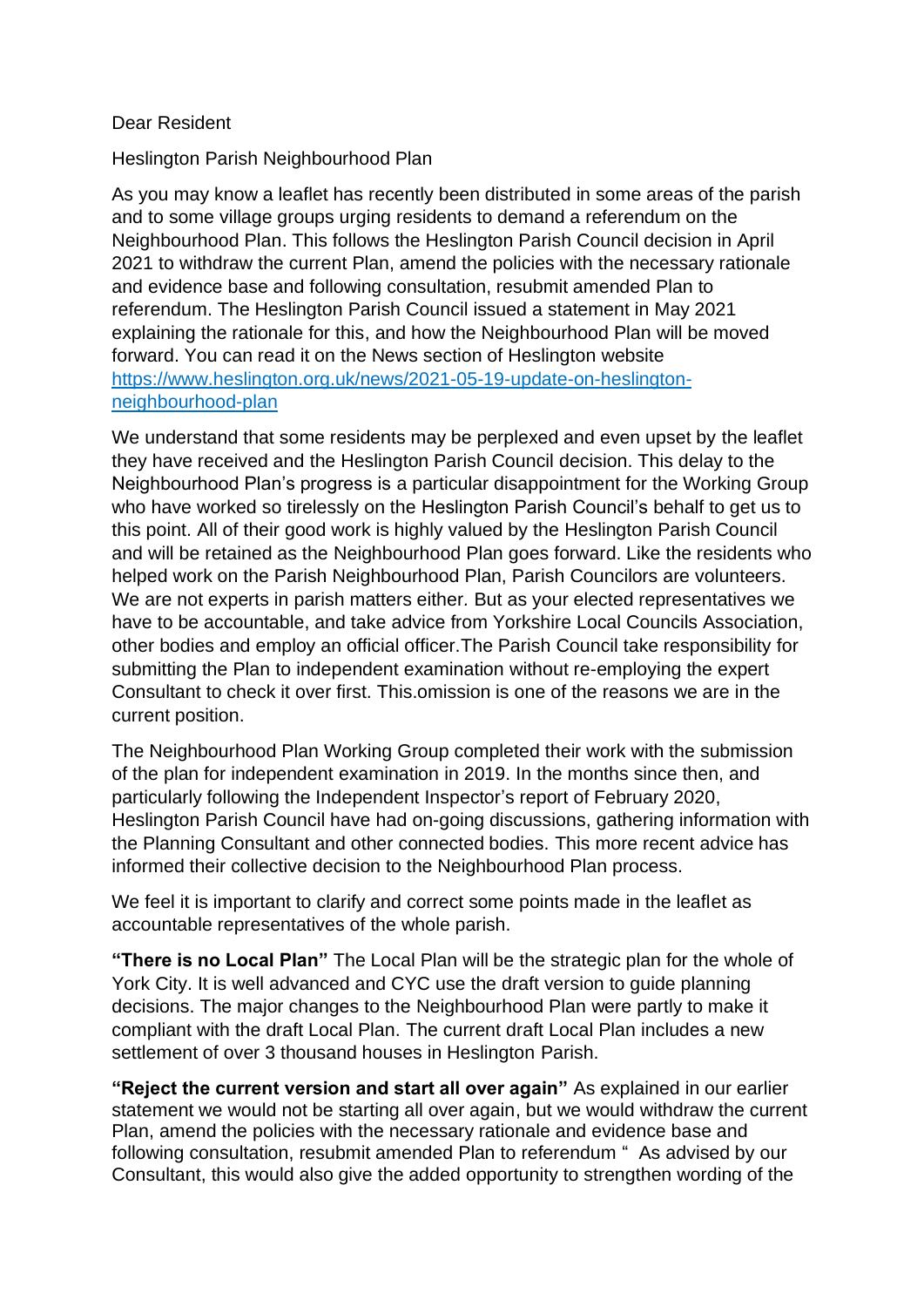Dear Resident

Heslington Parish Neighbourhood Plan

As you may know a leaflet has recently been distributed in some areas of the parish and to some village groups urging residents to demand a referendum on the Neighbourhood Plan. This follows the Heslington Parish Council decision in April 2021 to withdraw the current Plan, amend the policies with the necessary rationale and evidence base and following consultation, resubmit amended Plan to referendum. The Heslington Parish Council issued a statement in May 2021 explaining the rationale for this, and how the Neighbourhood Plan will be moved forward. You can read it on the News section of Heslington website [https://www.heslington.org.uk/news/2021-05-19-update-on-heslington-neighbourhood-plan](https://www.heslington.org.uk/news/2021-05-19-update-on-heslington-neighbourhood-plan)

We understand that some residents may be perplexed and even upset by the leaflet they have received and the Heslington Parish Council decision. This delay to the Neighbourhood Plan's progress is a particular disappointment for the Working Group who have worked so tirelessly on the Heslington Parish Council's behalf to get us to this point. All of their good work is highly valued by the Heslington Parish Council and will be retained as the Neighbourhood Plan goes forward. Like the residents who helped work on the Parish Neighbourhood Plan, Parish Councilors are volunteers. We are not experts in parish matters either. But as your elected representatives we have to be accountable, and take advice from Yorkshire Local Councils Association, other bodies and employ an official officer.The Parish Council take responsibility for submitting the Plan to independent examination without re-employing the expert Consultant to check it over first. This.omission is one of the reasons we are in the current position.

The Neighbourhood Plan Working Group completed their work with the submission of the plan for independent examination in 2019. In the months since then, and particularly following the Independent Inspector's report of February 2020, Heslington Parish Council have had on-going discussions, gathering information with the Planning Consultant and other connected bodies. This more recent advice has informed their collective decision to the Neighbourhood Plan process.

We feel it is important to clarify and correct some points made in the leaflet as accountable representatives of the whole parish.

**"There is no Local Plan"** The Local Plan will be the strategic plan for the whole of York City. It is well advanced and CYC use the draft version to guide planning decisions. The major changes to the Neighbourhood Plan were partly to make it compliant with the draft Local Plan. The current draft Local Plan includes a new settlement of over 3 thousand houses in Heslington Parish.

**"Reject the current version and start all over again"** As explained in our earlier statement we would not be starting all over again, but we would withdraw the current Plan, amend the policies with the necessary rationale and evidence base and following consultation, resubmit amended Plan to referendum " As advised by our Consultant, this would also give the added opportunity to strengthen wording of the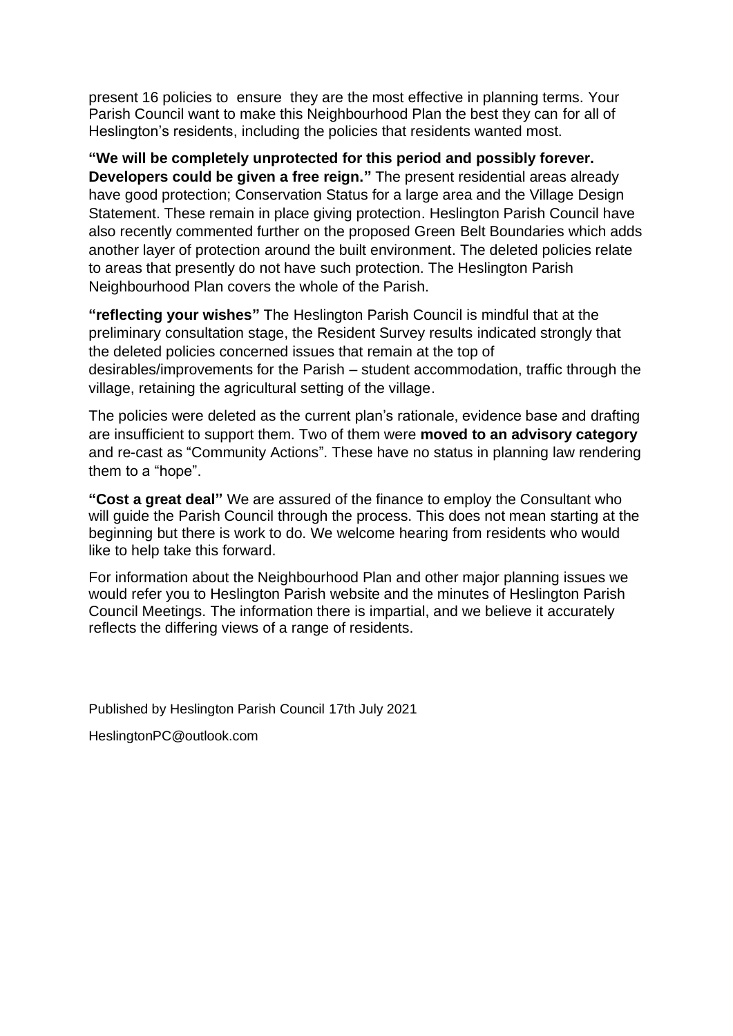present 16 policies to ensure they are the most effective in planning terms. Your Parish Council want to make this Neighbourhood Plan the best they can for all of Heslington's residents, including the policies that residents wanted most.

**"We will be completely unprotected for this period and possibly forever. Developers could be given a free reign."** The present residential areas already have good protection; Conservation Status for a large area and the Village Design Statement. These remain in place giving protection. Heslington Parish Council have also recently commented further on the proposed Green Belt Boundaries which adds another layer of protection around the built environment. The deleted policies relate to areas that presently do not have such protection. The Heslington Parish Neighbourhood Plan covers the whole of the Parish.

**"reflecting your wishes"** The Heslington Parish Council is mindful that at the preliminary consultation stage, the Resident Survey results indicated strongly that the deleted policies concerned issues that remain at the top of desirables/improvements for the Parish – student accommodation, traffic through the village, retaining the agricultural setting of the village.

The policies were deleted as the current plan's rationale, evidence base and drafting are insufficient to support them. Two of them were **moved to an advisory category** and re-cast as "Community Actions". These have no status in planning law rendering them to a "hope".

**"Cost a great deal"** We are assured of the finance to employ the Consultant who will guide the Parish Council through the process. This does not mean starting at the beginning but there is work to do. We welcome hearing from residents who would like to help take this forward.

For information about the Neighbourhood Plan and other major planning issues we would refer you to Heslington Parish website and the minutes of Heslington Parish Council Meetings. The information there is impartial, and we believe it accurately reflects the differing views of a range of residents.

Published by Heslington Parish Council 17th July 2021

HeslingtonPC@outlook.com